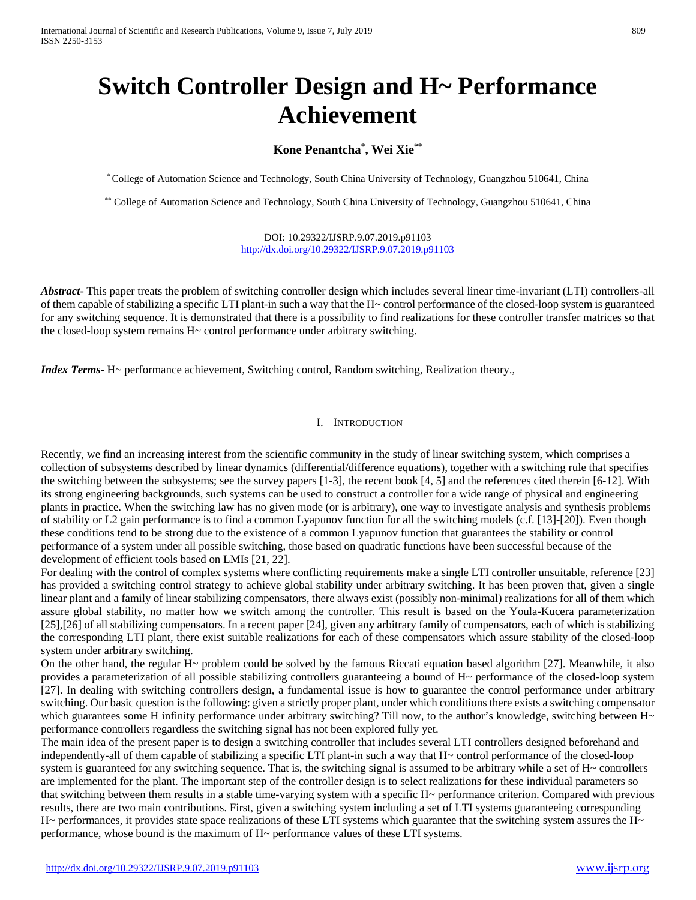# Switch Controller Design and H~ Performance Achievement

**Kone Penantcha[*], Wei Xie[**]**

[*] College of Automation Science and Technology, South China University of Technology, Guangzhou 510641, China

[**] College of Automation Science and Technology, South China University of Technology, Guangzhou 510641, China

DOI: 10.29322/IJSRP.9.07.2019.p91103
http://dx.doi.org/10.29322/IJSRP.9.07.2019.p91103

***Abstract***- This paper treats the problem of switching controller design which includes several linear time-invariant (LTI) controllers-all of them capable of stabilizing a specific LTI plant-in such a way that the H~ control performance of the closed-loop system is guaranteed for any switching sequence. It is demonstrated that there is a possibility to find realizations for these controller transfer matrices so that the closed-loop system remains H~ control performance under arbitrary switching.

***Index Terms***- H~ performance achievement, Switching control, Random switching, Realization theory.,

## I. Introduction

Recently, we find an increasing interest from the scientific community in the study of linear switching system, which comprises a collection of subsystems described by linear dynamics (differential/difference equations), together with a switching rule that specifies the switching between the subsystems; see the survey papers [1-3], the recent book [4, 5] and the references cited therein [6-12]. With its strong engineering backgrounds, such systems can be used to construct a controller for a wide range of physical and engineering plants in practice. When the switching law has no given mode (or is arbitrary), one way to investigate analysis and synthesis problems of stability or L2 gain performance is to find a common Lyapunov function for all the switching models (c.f. [13]-[20]). Even though these conditions tend to be strong due to the existence of a common Lyapunov function that guarantees the stability or control performance of a system under all possible switching, those based on quadratic functions have been successful because of the development of efficient tools based on LMIs [21, 22].

For dealing with the control of complex systems where conflicting requirements make a single LTI controller unsuitable, reference [23] has provided a switching control strategy to achieve global stability under arbitrary switching. It has been proven that, given a single linear plant and a family of linear stabilizing compensators, there always exist (possibly non-minimal) realizations for all of them which assure global stability, no matter how we switch among the controller. This result is based on the Youla-Kucera parameterization [25],[26] of all stabilizing compensators. In a recent paper [24], given any arbitrary family of compensators, each of which is stabilizing the corresponding LTI plant, there exist suitable realizations for each of these compensators which assure stability of the closed-loop system under arbitrary switching.

On the other hand, the regular H~ problem could be solved by the famous Riccati equation based algorithm [27]. Meanwhile, it also provides a parameterization of all possible stabilizing controllers guaranteeing a bound of H~ performance of the closed-loop system [27]. In dealing with switching controllers design, a fundamental issue is how to guarantee the control performance under arbitrary switching. Our basic question is the following: given a strictly proper plant, under which conditions there exists a switching compensator which guarantees some H infinity performance under arbitrary switching? Till now, to the author's knowledge, switching between H~ performance controllers regardless the switching signal has not been explored fully yet.

The main idea of the present paper is to design a switching controller that includes several LTI controllers designed beforehand and independently-all of them capable of stabilizing a specific LTI plant-in such a way that H~ control performance of the closed-loop system is guaranteed for any switching sequence. That is, the switching signal is assumed to be arbitrary while a set of H~ controllers are implemented for the plant. The important step of the controller design is to select realizations for these individual parameters so that switching between them results in a stable time-varying system with a specific H~ performance criterion. Compared with previous results, there are two main contributions. First, given a switching system including a set of LTI systems guaranteeing corresponding H~ performances, it provides state space realizations of these LTI systems which guarantee that the switching system assures the H~ performance, whose bound is the maximum of H~ performance values of these LTI systems.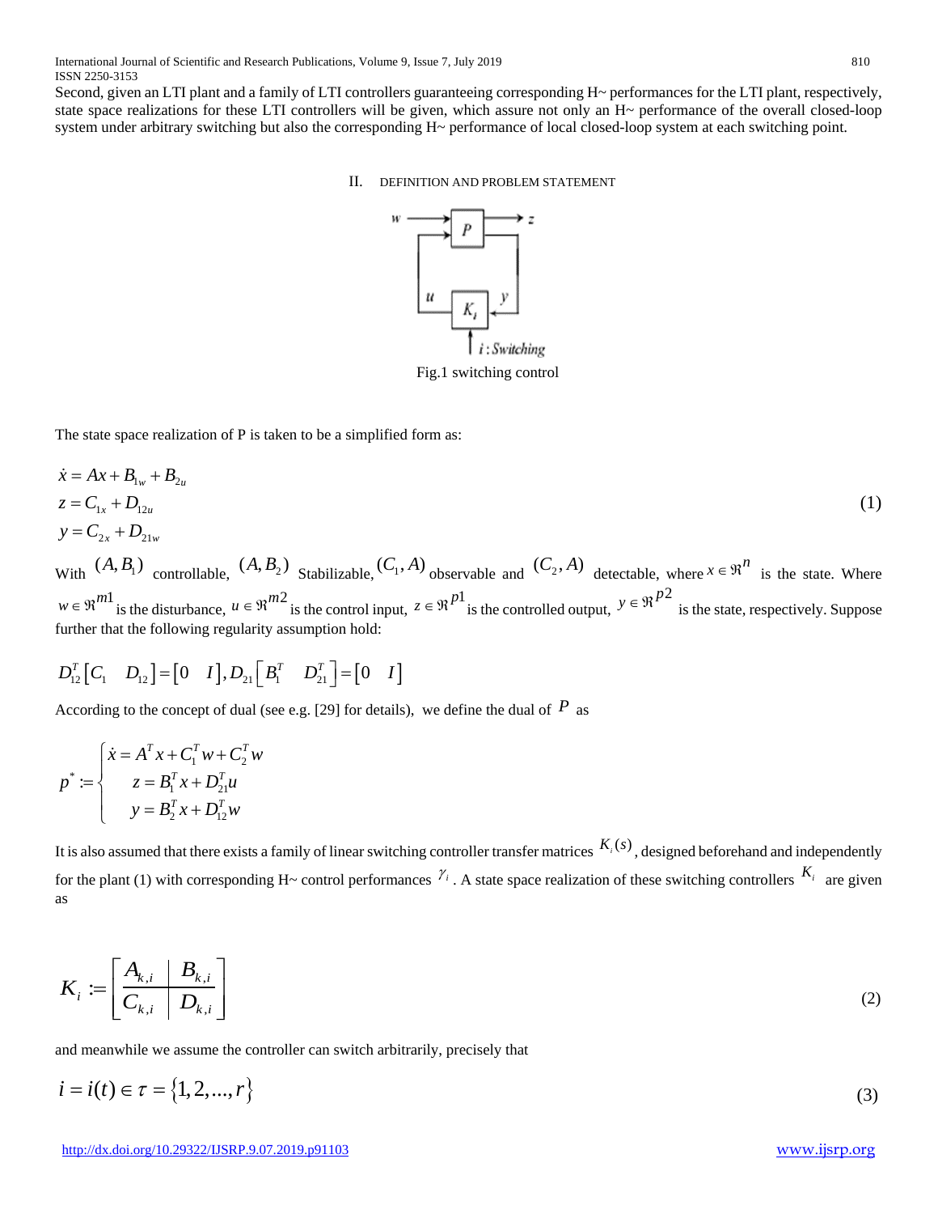Second, given an LTI plant and a family of LTI controllers guaranteeing corresponding H~ performances for the LTI plant, respectively, state space realizations for these LTI controllers will be given, which assure not only an H~ performance of the overall closed-loop system under arbitrary switching but also the corresponding H~ performance of local closed-loop system at each switching point.

## II. DEFINITION AND PROBLEM STATEMENT

Fig.1 switching control

The state space realization of P is taken to be a simplified form as:

$$
\begin{aligned}
\dot{x} &= Ax + B_{1w} + B_{2u} \\
z &= C_{1x} + D_{12u} \\
y &= C_{2x} + D_{21w}
\end{aligned}
\tag{1}
$$

With $(A, B_1)$ controllable, $(A, B_2)$ Stabilizable, $(C_1, A)$ observable and $(C_2, A)$ detectable, where $x \in \Re^n$ is the state. Where $w \in \Re^{m1}$ is the disturbance, $u \in \Re^{m2}$ is the control input, $z \in \Re^{p1}$ is the controlled output, $y \in \Re^{p2}$ is the state, respectively. Suppose further that the following regularity assumption hold:

$$
D_{12}^T \begin{bmatrix} C_1 & D_{12} \end{bmatrix} = \begin{bmatrix} 0 & I \end{bmatrix}, D_{21} \begin{bmatrix} B_1^T & D_{21}^T \end{bmatrix} = \begin{bmatrix} 0 & I \end{bmatrix}
$$

According to the concept of dual (see e.g. [29] for details), we define the dual of $P$ as

$$
p^* := \begin{cases} \dot{x} = A^T x + C_1^T w + C_2^T w \\ z = B_1^T x + D_{21}^T u \\ y = B_2^T x + D_{12}^T w \end{cases}
$$

It is also assumed that there exists a family of linear switching controller transfer matrices $K_i(s)$, designed beforehand and independently for the plant (1) with corresponding H~ control performances $\gamma_i$. A state space realization of these switching controllers $K_i$ are given as

$$
K_i := \left[ \begin{array}{c|c} A_{k,i} & B_{k,i} \\ \hline C_{k,i} & D_{k,i} \end{array} \right]
\tag{2}
$$

and meanwhile we assume the controller can switch arbitrarily, precisely that

$$
i = i(t) \in \tau = \{1, 2, ..., r\}
\tag{3}
$$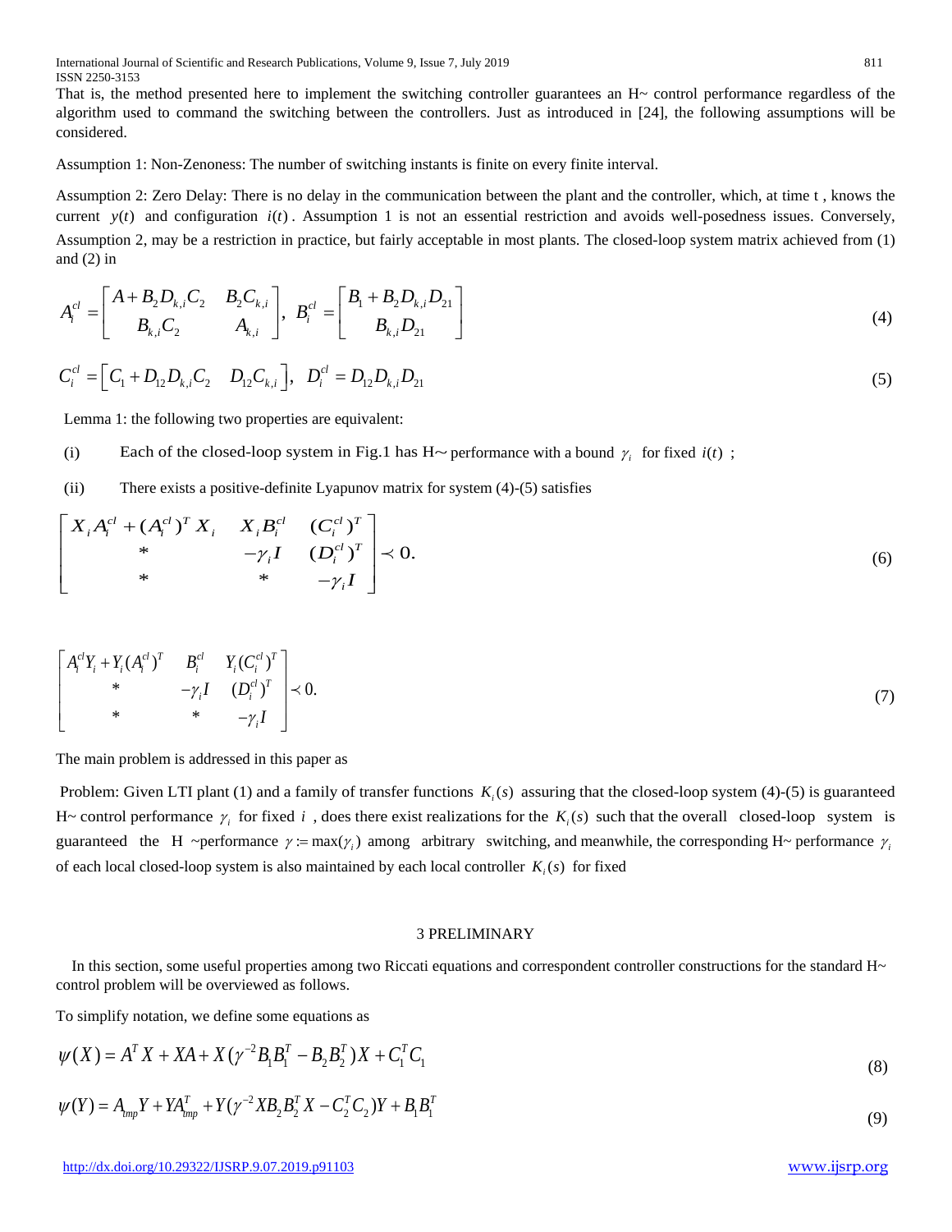That is, the method presented here to implement the switching controller guarantees an H~ control performance regardless of the algorithm used to command the switching between the controllers. Just as introduced in [24], the following assumptions will be considered.

Assumption 1: Non-Zenoness: The number of switching instants is finite on every finite interval.

Assumption 2: Zero Delay: There is no delay in the communication between the plant and the controller, which, at time t , knows the current $y(t)$ and configuration $i(t)$. Assumption 1 is not an essential restriction and avoids well-posedness issues. Conversely, Assumption 2, may be a restriction in practice, but fairly acceptable in most plants. The closed-loop system matrix achieved from (1) and (2) in

$$A_i^{cl} = \begin{bmatrix} A + B_2 D_{k,i} C_2 & B_2 C_{k,i} \\ B_{k,i} C_2 & A_{k,i} \end{bmatrix}, \; B_i^{cl} = \begin{bmatrix} B_1 + B_2 D_{k,i} D_{21} \\ B_{k,i} D_{21} \end{bmatrix} \tag{4}$$

$$C_i^{cl} = \begin{bmatrix} C_1 + D_{12} D_{k,i} C_2 & D_{12} C_{k,i} \end{bmatrix}, \; D_i^{cl} = D_{12} D_{k,i} D_{21} \tag{5}$$

Lemma 1: the following two properties are equivalent:

(i) Each of the closed-loop system in Fig.1 has H~ performance with a bound $\gamma_i$ for fixed $i(t)$ ;

(ii) There exists a positive-definite Lyapunov matrix for system (4)-(5) satisfies

$$\begin{bmatrix} X_i A_i^{cl} + (A_i^{cl})^T X_i & X_i B_i^{cl} & (C_i^{cl})^T \\ * & -\gamma_i I & (D_i^{cl})^T \\ * & * & -\gamma_i I \end{bmatrix} \prec 0. \tag{6}$$

$$\begin{bmatrix} A_i^{cl} Y_i + Y_i (A_i^{cl})^T & B_i^{cl} & Y_i (C_i^{cl})^T \\ * & -\gamma_i I & (D_i^{cl})^T \\ * & * & -\gamma_i I \end{bmatrix} \prec 0. \tag{7}$$

The main problem is addressed in this paper as

Problem: Given LTI plant (1) and a family of transfer functions $K_i(s)$ assuring that the closed-loop system (4)-(5) is guaranteed H~ control performance $\gamma_i$ for fixed $i$ , does there exist realizations for the $K_i(s)$ such that the overall closed-loop system is guaranteed the H ~performance $\gamma := \max(\gamma_i)$ among arbitrary switching, and meanwhile, the corresponding H~ performance $\gamma_i$ of each local closed-loop system is also maintained by each local controller $K_i(s)$ for fixed

## 3 PRELIMINARY

In this section, some useful properties among two Riccati equations and correspondent controller constructions for the standard H~ control problem will be overviewed as follows.

To simplify notation, we define some equations as

$$\psi(X) = A^T X + XA + X(\gamma^{-2} B_1 B_1^T - B_2 B_2^T) X + C_1^T C_1 \tag{8}$$

$$\psi(Y) = A_{tmp} Y + Y A_{tmp}^T + Y(\gamma^{-2} X B_2 B_2^T X - C_2^T C_2) Y + B_1 B_1^T \tag{9}$$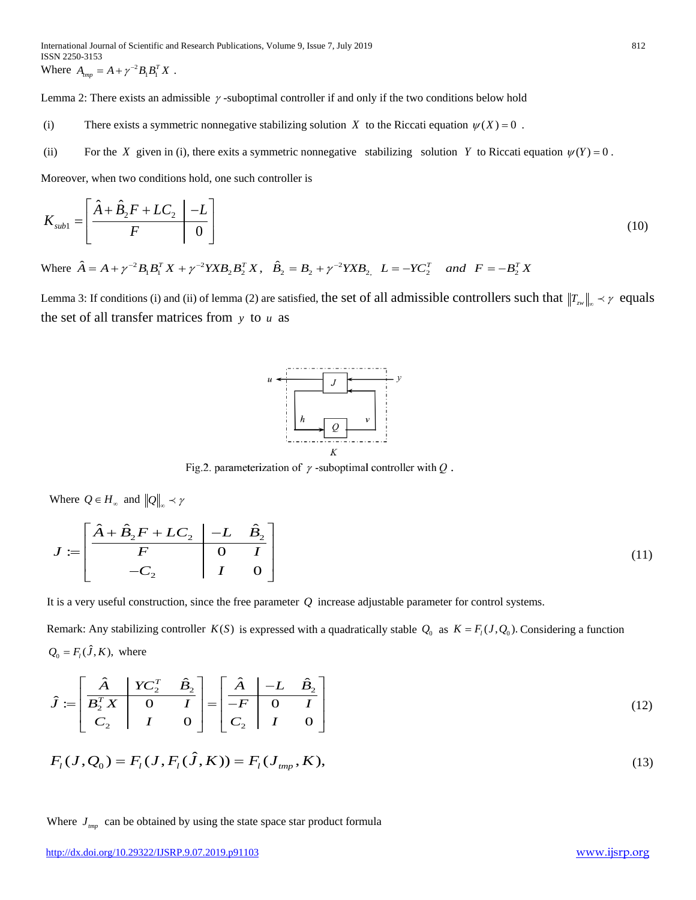Where $A_{tmp} = A + \gamma^{-2} B_1 B_1^T X$ .

Lemma 2: There exists an admissible $\gamma$ -suboptimal controller if and only if the two conditions below hold

(i) There exists a symmetric nonnegative stabilizing solution $X$ to the Riccati equation $\psi(X) = 0$ .

(ii) For the $X$ given in (i), there exits a symmetric nonnegative stabilizing solution $Y$ to Riccati equation $\psi(Y) = 0$ .

Moreover, when two conditions hold, one such controller is

$$
K_{sub1} = \left[\begin{array}{c|c} \hat{A} + \hat{B}_2 F + LC_2 & -L \\ \hline F & 0 \end{array}\right] \tag{10}
$$

Where $\hat{A} = A + \gamma^{-2} B_1 B_1^T X + \gamma^{-2} YXB_2 B_2^T X$, $\hat{B}_2 = B_2 + \gamma^{-2} YXB_2$, $L = -YC_2^T$ and $F = -B_2^T X$

Lemma 3: If conditions (i) and (ii) of lemma (2) are satisfied, the set of all admissible controllers such that $\|T_{zw}\|_\infty \prec \gamma$ equals the set of all transfer matrices from $y$ to $u$ as

Fig.2. parameterization of $\gamma$ -suboptimal controller with $Q$ .

Where $Q \in H_\infty$ and $\|Q\|_\infty \prec \gamma$

$$
J := \left[\begin{array}{c|cc} \hat{A} + \hat{B}_2 F + LC_2 & -L & \hat{B}_2 \\ \hline F & 0 & I \\ -C_2 & I & 0 \end{array}\right] \tag{11}
$$

It is a very useful construction, since the free parameter $Q$ increase adjustable parameter for control systems.

Remark: Any stabilizing controller $K(S)$ is expressed with a quadratically stable $Q_0$ as $K = F_l(J, Q_0)$. Considering a function $Q_0 = F_l(\hat{J}, K)$, where

$$
\hat{J} := \left[\begin{array}{c|cc} \hat{A} & YC_2^T & \hat{B}_2 \\ \hline B_2^T X & 0 & I \\ C_2 & I & 0 \end{array}\right] = \left[\begin{array}{c|cc} \hat{A} & -L & \hat{B}_2 \\ \hline -F & 0 & I \\ C_2 & I & 0 \end{array}\right] \tag{12}
$$

$$
F_l(J, Q_0) = F_l(J, F_l(\hat{J}, K)) = F_l(J_{tmp}, K), \tag{13}
$$

Where $J_{tmp}$ can be obtained by using the state space star product formula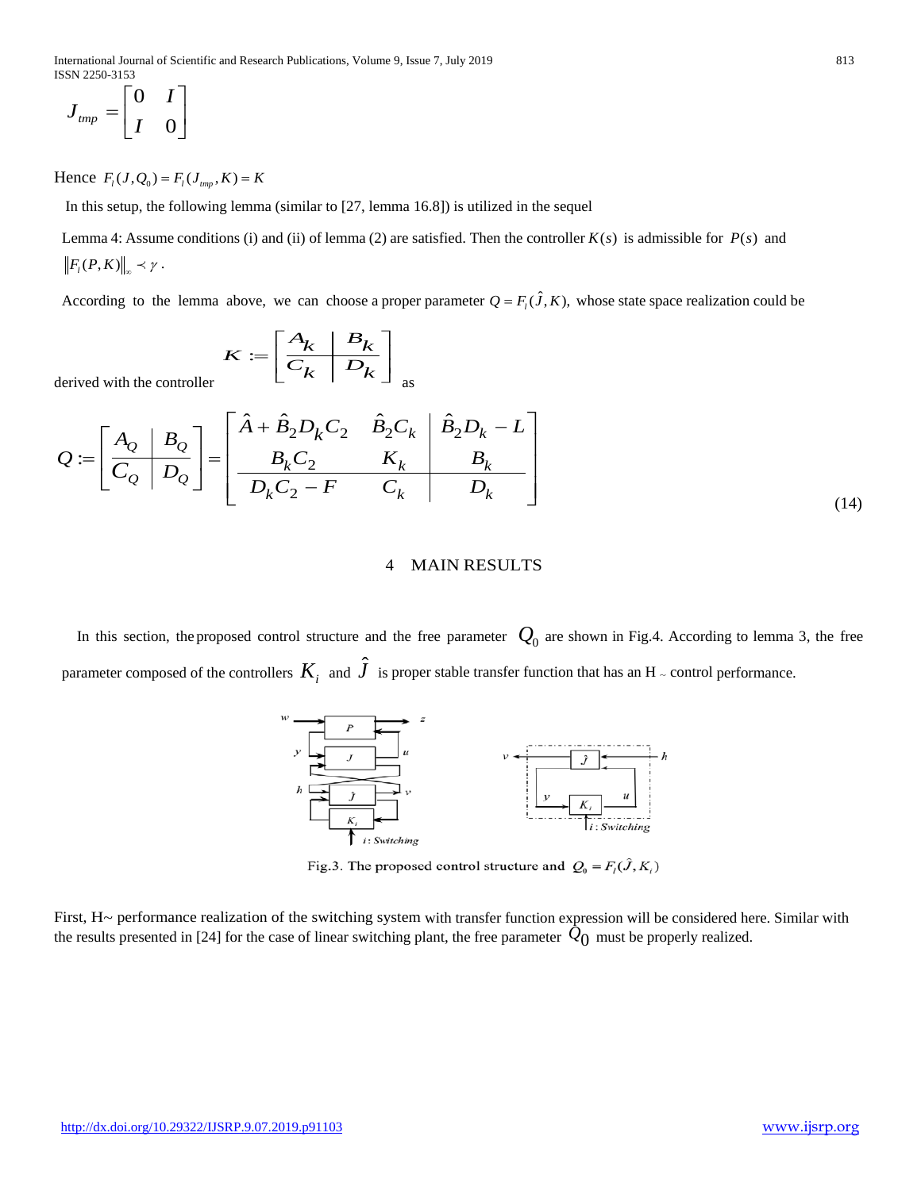$$J_{tmp} = \begin{bmatrix} 0 & I \\ I & 0 \end{bmatrix}$$

Hence $F_l(J, Q_0) = F_l(J_{tmp}, K) = K$

In this setup, the following lemma (similar to [27, lemma 16.8]) is utilized in the sequel

Lemma 4: Assume conditions (i) and (ii) of lemma (2) are satisfied. Then the controller $K(s)$ is admissible for $P(s)$ and $\|F_l(P,K)\|_\infty \prec \gamma$.

According to the lemma above, we can choose a proper parameter $Q = F_l(\hat{J}, K)$, whose state space realization could be derived with the controller

$$K := \left[\begin{array}{c|c} A_k & B_k \\ \hline C_k & D_k \end{array}\right]$$

as

$$Q := \left[\begin{array}{c|c} A_Q & B_Q \\ \hline C_Q & D_Q \end{array}\right] = \left[\begin{array}{cc|c} \hat{A} + \hat{B}_2 D_k C_2 & \hat{B}_2 C_k & \hat{B}_2 D_k - L \\ B_k C_2 & K_k & B_k \\ \hline D_k C_2 - F & C_k & D_k \end{array}\right] \tag{14}$$

## 4 MAIN RESULTS

In this section, the proposed control structure and the free parameter $Q_0$ are shown in Fig.4. According to lemma 3, the free parameter composed of the controllers $K_i$ and $\hat{J}$ is proper stable transfer function that has an H ~ control performance.

Fig.3. The proposed control structure and $Q_0 = F_l(\hat{J}, K_i)$

First, H~ performance realization of the switching system with transfer function expression will be considered here. Similar with the results presented in [24] for the case of linear switching plant, the free parameter $Q_0$ must be properly realized.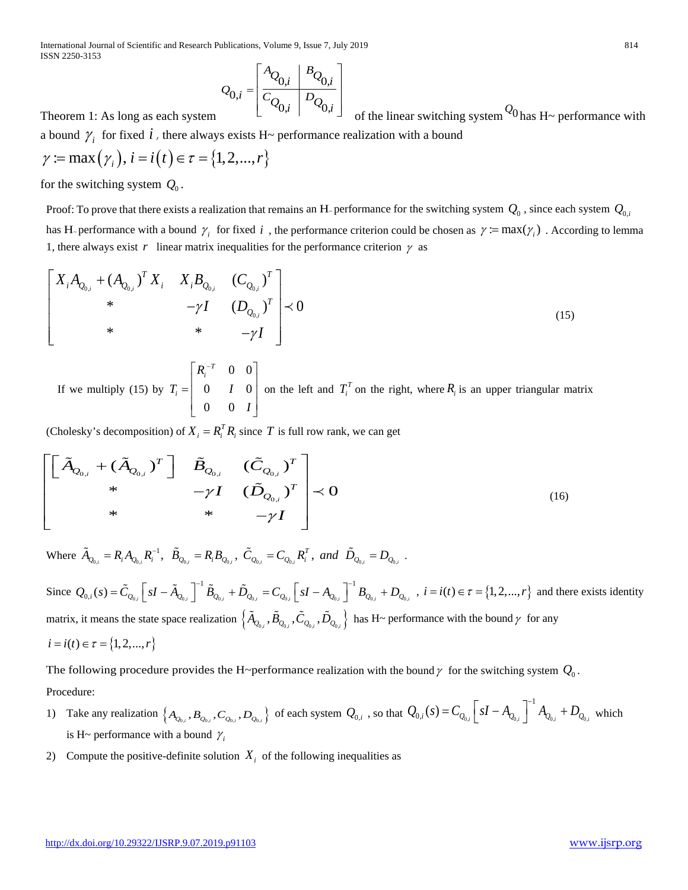Theorem 1: As long as each system $Q_{0,i} = \left[\begin{array}{c|c} A_{Q_{0,i}} & B_{Q_{0,i}} \\ \hline C_{Q_{0,i}} & D_{Q_{0,i}} \end{array}\right]$ of the linear switching system $Q_0$ has H~ performance with a bound $\gamma_i$ for fixed $i$, there always exists H~ performance realization with a bound

$$\gamma := \max(\gamma_i),\ i = i(t) \in \tau = \{1,2,...,r\}$$

for the switching system $Q_0$.

Proof: To prove that there exists a realization that remains an H~ performance for the switching system $Q_0$, since each system $Q_{0,i}$ has H~ performance with a bound $\gamma_i$ for fixed $i$, the performance criterion could be chosen as $\gamma := \max(\gamma_i)$. According to lemma 1, there always exist $r$ linear matrix inequalities for the performance criterion $\gamma$ as

$$\begin{bmatrix} X_i A_{Q_{0,i}} + (A_{Q_{0,i}})^T X_i & X_i B_{Q_{0,i}} & (C_{Q_{0,i}})^T \\ * & -\gamma I & (D_{Q_{0,i}})^T \\ * & * & -\gamma I \end{bmatrix} \prec 0 \tag{15}$$

If we multiply (15) by $T_i = \begin{bmatrix} R_i^{-T} & 0 & 0 \\ 0 & I & 0 \\ 0 & 0 & I \end{bmatrix}$ on the left and $T_i^T$ on the right, where $R_i$ is an upper triangular matrix (Cholesky's decomposition) of $X_i = R_i^T R_i$ since $T$ is full row rank, we can get

$$\begin{bmatrix} \left[\tilde{A}_{Q_{0,i}} + (\tilde{A}_{Q_{0,i}})^T\right] & \tilde{B}_{Q_{0,i}} & (\tilde{C}_{Q_{0,i}})^T \\ * & -\gamma I & (\tilde{D}_{Q_{0,i}})^T \\ * & * & -\gamma I \end{bmatrix} \prec 0 \tag{16}$$

Where $\tilde{A}_{Q_{0,i}} = R_i A_{Q_{0,i}} R_i^{-1}$, $\tilde{B}_{Q_{0,i}} = R_i B_{Q_{0,i}}$, $\tilde{C}_{Q_{0,i}} = C_{Q_{0,i}} R_i^T$, *and* $\tilde{D}_{Q_{0,i}} = D_{Q_{0,i}}$.

Since $Q_{0,i}(s) = \tilde{C}_{Q_{0,i}}\left[sI - \tilde{A}_{Q_{0,i}}\right]^{-1}\tilde{B}_{Q_{0,i}} + \tilde{D}_{Q_{0,i}} = C_{Q_{0,i}}\left[sI - A_{Q_{0,i}}\right]^{-1}B_{Q_{0,i}} + D_{Q_{0,i}}$, $i = i(t) \in \tau = \{1,2,...,r\}$ and there exists identity matrix, it means the state space realization $\left\{\tilde{A}_{Q_{0,i}}, \tilde{B}_{Q_{0,i}}, \tilde{C}_{Q_{0,i}}, \tilde{D}_{Q_{0,i}}\right\}$ has H~ performance with the bound $\gamma$ for any $i = i(t) \in \tau = \{1,2,...,r\}$

The following procedure provides the H~performance realization with the bound $\gamma$ for the switching system $Q_0$.

Procedure:

1) Take any realization $\left\{A_{Q_{0,i}}, B_{Q_{0,i}}, C_{Q_{0,i}}, D_{Q_{0,i}}\right\}$ of each system $Q_{0,i}$, so that $Q_{0,i}(s) = C_{Q_{0,i}}\left[sI - A_{Q_{0,i}}\right]^{-1}A_{Q_{0,i}} + D_{Q_{0,i}}$ which is H~ performance with a bound $\gamma_i$
2) Compute the positive-definite solution $X_i$ of the following inequalities as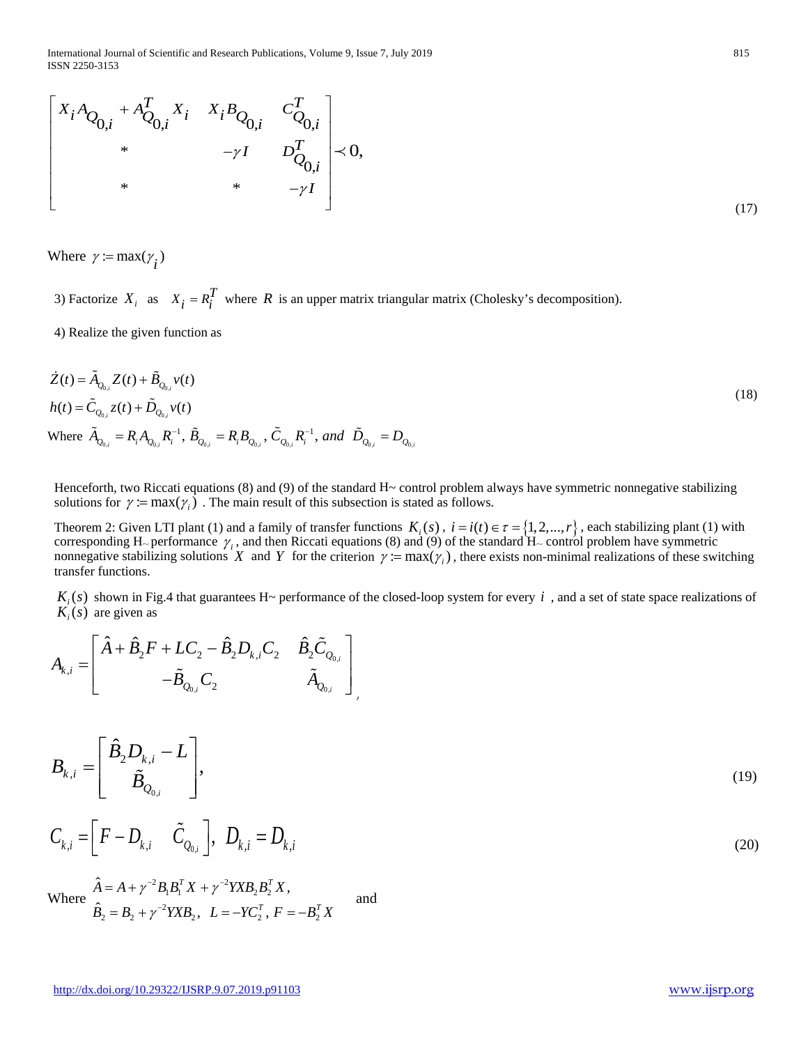$$\begin{bmatrix} X_i A_{Q_{0,i}} + A_{Q_{0,i}}^T X_i & X_i B_{Q_{0,i}} & C_{Q_{0,i}}^T \\ * & -\gamma I & D_{Q_{0,i}}^T \\ * & * & -\gamma I \end{bmatrix} \prec 0, \tag{17}$$

Where $\gamma := \max(\gamma_i)$

3) Factorize $X_i$ as $X_i = R_i^T$ where $R$ is an upper matrix triangular matrix (Cholesky's decomposition).

4) Realize the given function as

$$\begin{aligned} \dot{Z}(t) &= \tilde{A}_{Q_{0,i}} Z(t) + \tilde{B}_{Q_{0,i}} v(t) \\ h(t) &= \tilde{C}_{Q_{0,i}} z(t) + \tilde{D}_{Q_{0,i}} v(t) \end{aligned} \tag{18}$$

Where $\tilde{A}_{Q_{0,i}} = R_i A_{Q_{0,i}} R_i^{-1}$, $\tilde{B}_{Q_{0,i}} = R_i B_{Q_{0,i}}$, $\tilde{C}_{Q_{0,i}} R_i^{-1}$, *and* $\tilde{D}_{Q_{0,i}} = D_{Q_{0,i}}$

Henceforth, two Riccati equations (8) and (9) of the standard H~ control problem always have symmetric nonnegative stabilizing solutions for $\gamma := \max(\gamma_i)$ . The main result of this subsection is stated as follows.

Theorem 2: Given LTI plant (1) and a family of transfer functions $K_i(s)$ , $i = i(t) \in \tau = \{1, 2, ..., r\}$ , each stabilizing plant (1) with corresponding H~ performance $\gamma_i$ , and then Riccati equations (8) and (9) of the standard H~ control problem have symmetric nonnegative stabilizing solutions $X$ and $Y$ for the criterion $\gamma := \max(\gamma_i)$ , there exists non-minimal realizations of these switching transfer functions.

$K_i(s)$ shown in Fig.4 that guarantees H~ performance of the closed-loop system for every $i$ , and a set of state space realizations of $K_i(s)$ are given as

$$A_{k,i} = \begin{bmatrix} \hat{A} + \hat{B}_2 F + LC_2 - \hat{B}_2 D_{k,i} C_2 & \hat{B}_2 \tilde{C}_{Q_{0,i}} \\ -\tilde{B}_{Q_{0,i}} C_2 & \tilde{A}_{Q_{0,i}} \end{bmatrix},$$

$$B_{k,i} = \begin{bmatrix} \hat{B}_2 D_{k,i} - L \\ \tilde{B}_{Q_{0,i}} \end{bmatrix}, \tag{19}$$

$$C_{k,i} = \begin{bmatrix} F - D_{k,i} & \tilde{C}_{Q_{0,i}} \end{bmatrix}, \; D_{k,i} = D_{k,i} \tag{20}$$

Where $\begin{aligned} \hat{A} &= A + \gamma^{-2} B_1 B_1^T X + \gamma^{-2} YXB_2 B_2^T X, \\ \hat{B}_2 &= B_2 + \gamma^{-2} YXB_2, \;\; L = -YC_2^T, \; F = -B_2^T X \end{aligned}$ and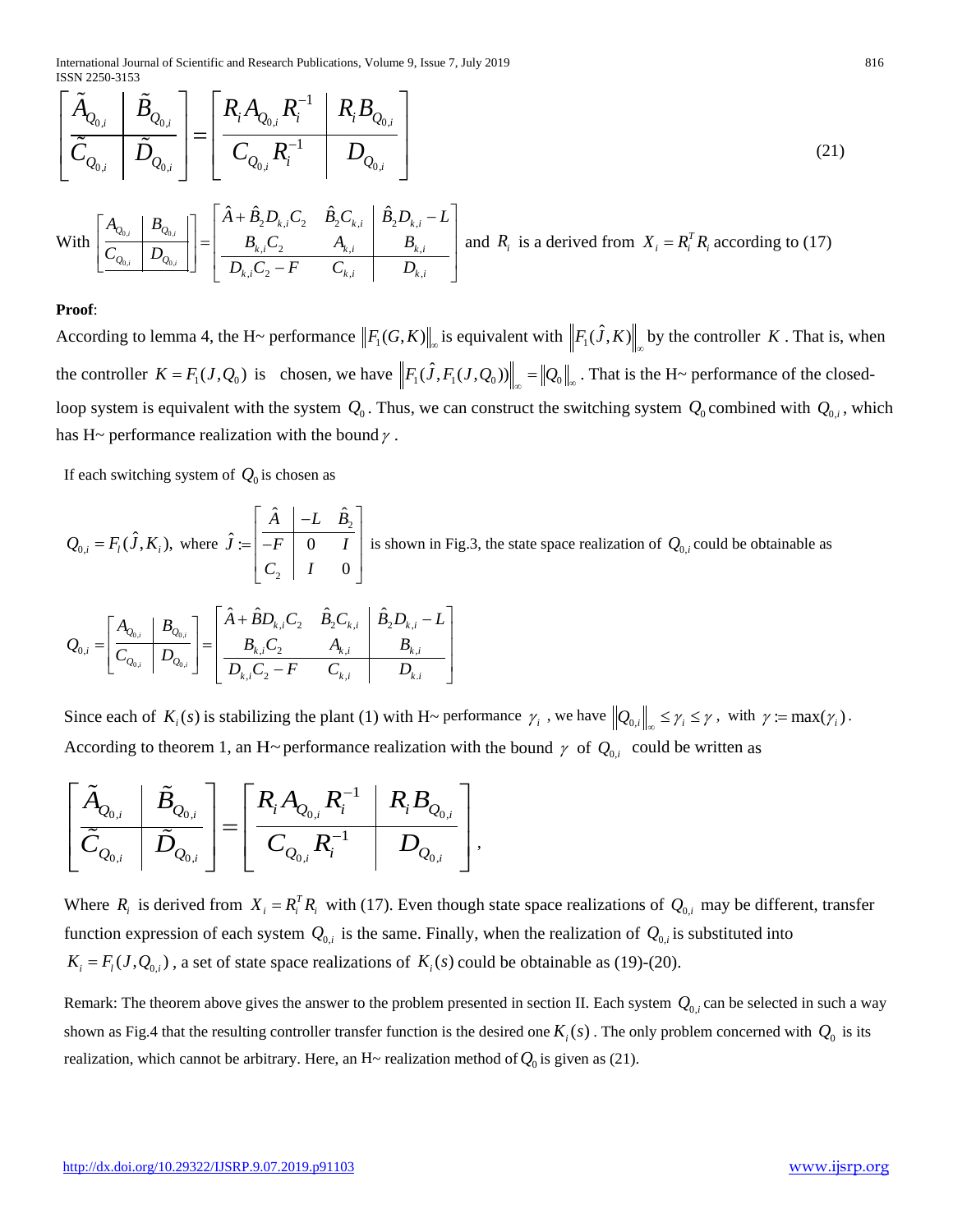$$\left[\begin{array}{c|c} \tilde{A}_{Q_{0,i}} & \tilde{B}_{Q_{0,i}} \\ \hline \tilde{C}_{Q_{0,i}} & \tilde{D}_{Q_{0,i}} \end{array}\right] = \left[\begin{array}{c|c} R_i A_{Q_{0,i}} R_i^{-1} & R_i B_{Q_{0,i}} \\ \hline C_{Q_{0,i}} R_i^{-1} & D_{Q_{0,i}} \end{array}\right] \tag{21}$$

With $\left[\left[\begin{array}{c|c} A_{Q_{0,i}} & B_{Q_{0,i}} \\ \hline C_{Q_{0,i}} & D_{Q_{0,i}} \end{array}\right]\right] = \left[\begin{array}{cc|c} \hat{A} + \hat{B}_2 D_{k,i} C_2 & \hat{B}_2 C_{k,i} & \hat{B}_2 D_{k,i} - L \\ B_{k,i} C_2 & A_{k,i} & B_{k,i} \\ \hline D_{k,i} C_2 - F & C_{k,i} & D_{k,i} \end{array}\right]$ and $R_i$ is a derived from $X_i = R_i^T R_i$ according to (17)

**Proof**:

According to lemma 4, the H~ performance $\|F_1(G,K)\|_\infty$ is equivalent with $\|F_1(\hat{J},K)\|_\infty$ by the controller $K$. That is, when the controller $K = F_1(J,Q_0)$ is chosen, we have $\|F_1(\hat{J},F_1(J,Q_0))\|_\infty = \|Q_0\|_\infty$. That is the H~ performance of the closed-loop system is equivalent with the system $Q_0$. Thus, we can construct the switching system $Q_0$ combined with $Q_{0,i}$, which has H~ performance realization with the bound $\gamma$.

If each switching system of $Q_0$ is chosen as

$Q_{0,i} = F_l(\hat{J},K_i)$, where $\hat{J} := \left[\begin{array}{c|cc} \hat{A} & -L & \hat{B}_2 \\ \hline -F & 0 & I \\ C_2 & I & 0 \end{array}\right]$ is shown in Fig.3, the state space realization of $Q_{0,i}$ could be obtainable as

$$Q_{0,i} = \left[\begin{array}{c|c} A_{Q_{0,i}} & B_{Q_{0,i}} \\ \hline C_{Q_{0,i}} & D_{Q_{0,i}} \end{array}\right] = \left[\begin{array}{cc|c} \hat{A} + \hat{B} D_{k,i} C_2 & \hat{B}_2 C_{k,i} & \hat{B}_2 D_{k,i} - L \\ B_{k,i} C_2 & A_{k,i} & B_{k,i} \\ \hline D_{k,i} C_2 - F & C_{k,i} & D_{k,i} \end{array}\right]$$

Since each of $K_i(s)$ is stabilizing the plant (1) with H~ performance $\gamma_i$, we have $\|Q_{0,i}\|_\infty \le \gamma_i \le \gamma$, with $\gamma := \max(\gamma_i)$.
According to theorem 1, an H~ performance realization with the bound $\gamma$ of $Q_{0,i}$ could be written as

$$\left[\begin{array}{c|c} \tilde{A}_{Q_{0,i}} & \tilde{B}_{Q_{0,i}} \\ \hline \tilde{C}_{Q_{0,i}} & \tilde{D}_{Q_{0,i}} \end{array}\right] = \left[\begin{array}{c|c} R_i A_{Q_{0,i}} R_i^{-1} & R_i B_{Q_{0,i}} \\ \hline C_{Q_{0,i}} R_i^{-1} & D_{Q_{0,i}} \end{array}\right],$$

Where $R_i$ is derived from $X_i = R_i^T R_i$ with (17). Even though state space realizations of $Q_{0,i}$ may be different, transfer function expression of each system $Q_{0,i}$ is the same. Finally, when the realization of $Q_{0,i}$ is substituted into $K_i = F_l(J,Q_{0,i})$, a set of state space realizations of $K_i(s)$ could be obtainable as (19)-(20).

Remark: The theorem above gives the answer to the problem presented in section II. Each system $Q_{0,i}$ can be selected in such a way shown as Fig.4 that the resulting controller transfer function is the desired one $K_i(s)$. The only problem concerned with $Q_0$ is its realization, which cannot be arbitrary. Here, an H~ realization method of $Q_0$ is given as (21).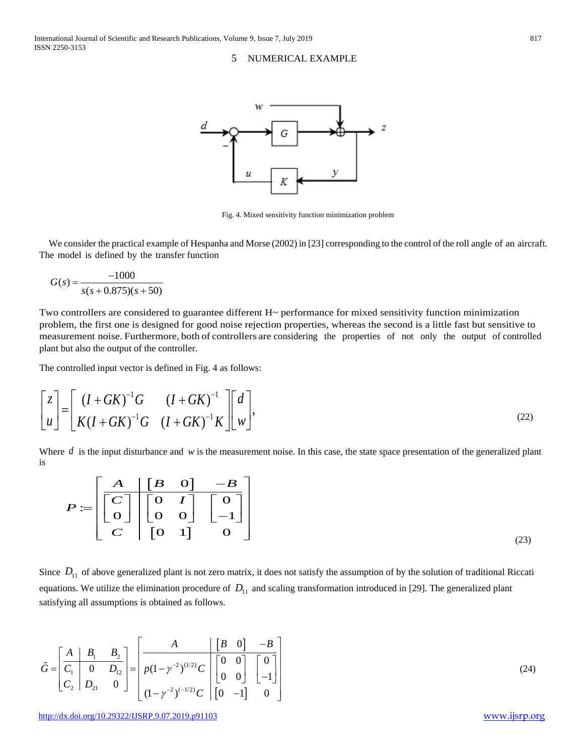## 5 NUMERICAL EXAMPLE

Fig. 4. Mixed sensitivity function minimization problem

We consider the practical example of Hespanha and Morse (2002) in [23] corresponding to the control of the roll angle of an aircraft. The model is defined by the transfer function

$$G(s) = \frac{-1000}{s(s+0.875)(s+50)}$$

Two controllers are considered to guarantee different H~ performance for mixed sensitivity function minimization problem, the first one is designed for good noise rejection properties, whereas the second is a little fast but sensitive to measurement noise. Furthermore, both of controllers are considering the properties of not only the output of controlled plant but also the output of the controller.

The controlled input vector is defined in Fig. 4 as follows:

$$\begin{bmatrix} z \\ u \end{bmatrix} = \begin{bmatrix} (I+GK)^{-1}G & (I+GK)^{-1} \\ K(I+GK)^{-1}G & (I+GK)^{-1}K \end{bmatrix} \begin{bmatrix} d \\ w \end{bmatrix}, \tag{22}$$

Where $d$ is the input disturbance and $w$ is the measurement noise. In this case, the state space presentation of the generalized plant is

$$\boldsymbol{P} := \left[ \begin{array}{c|cc} \boldsymbol{A} & \begin{bmatrix} \boldsymbol{B} & 0 \end{bmatrix} & -\boldsymbol{B} \\ \hline \begin{bmatrix} \boldsymbol{C} \\ 0 \end{bmatrix} & \begin{bmatrix} 0 & \boldsymbol{I} \\ 0 & 0 \end{bmatrix} & \begin{bmatrix} 0 \\ -1 \end{bmatrix} \\ \boldsymbol{C} & \begin{bmatrix} 0 & 1 \end{bmatrix} & 0 \end{array} \right] \tag{23}$$

Since $D_{11}$ of above generalized plant is not zero matrix, it does not satisfy the assumption of by the solution of traditional Riccati equations. We utilize the elimination procedure of $D_{11}$ and scaling transformation introduced in [29]. The generalized plant satisfying all assumptions is obtained as follows.

$$\tilde{G} = \left[ \begin{array}{c|cc} A & B_1 & B_2 \\ \hline C_1 & 0 & D_{12} \\ C_2 & D_{21} & 0 \end{array} \right] = \left[ \begin{array}{c|cc} A & \begin{bmatrix} B & 0 \end{bmatrix} & -B \\ \hline p(1-\gamma^{-2})^{(1/2)}C & \begin{bmatrix} 0 & 0 \\ 0 & 0 \end{bmatrix} & \begin{bmatrix} 0 \\ -1 \end{bmatrix} \\ (1-\gamma^{-2})^{(-1/2)}C & \begin{bmatrix} 0 & -1 \end{bmatrix} & 0 \end{array} \right] \tag{24}$$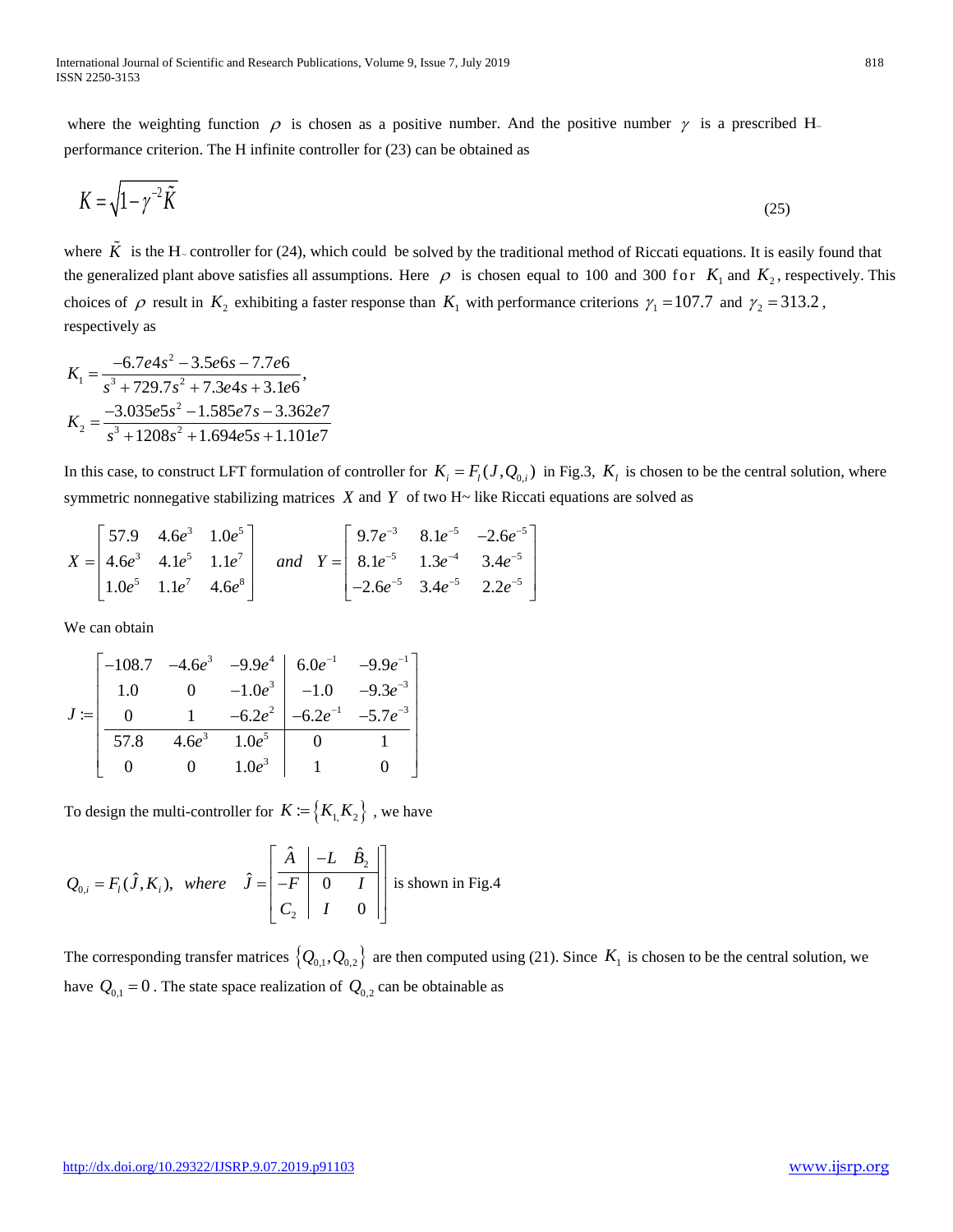where the weighting function $\rho$ is chosen as a positive number. And the positive number $\gamma$ is a prescribed H~ performance criterion. The H infinite controller for (23) can be obtained as

$$K = \sqrt{1 - \gamma^{-2}\tilde{K}} \tag{25}$$

where $\tilde{K}$ is the H~ controller for (24), which could be solved by the traditional method of Riccati equations. It is easily found that the generalized plant above satisfies all assumptions. Here $\rho$ is chosen equal to 100 and 300 for $K_1$ and $K_2$, respectively. This choices of $\rho$ result in $K_2$ exhibiting a faster response than $K_1$ with performance criterions $\gamma_1 = 107.7$ and $\gamma_2 = 313.2$, respectively as

$$K_1 = \frac{-6.7e4s^2 - 3.5e6s - 7.7e6}{s^3 + 729.7s^2 + 7.3e4s + 3.1e6},$$
$$K_2 = \frac{-3.035e5s^2 - 1.585e7s - 3.362e7}{s^3 + 1208s^2 + 1.694e5s + 1.101e7}$$

In this case, to construct LFT formulation of controller for $K_i = F_l(J, Q_{0,i})$ in Fig.3, $K_l$ is chosen to be the central solution, where symmetric nonnegative stabilizing matrices $X$ and $Y$ of two H~ like Riccati equations are solved as

$$X = \begin{bmatrix} 57.9 & 4.6e^{3} & 1.0e^{5} \\ 4.6e^{3} & 4.1e^{5} & 1.1e^{7} \\ 1.0e^{5} & 1.1e^{7} & 4.6e^{8} \end{bmatrix} \quad and \quad Y = \begin{bmatrix} 9.7e^{-3} & 8.1e^{-5} & -2.6e^{-5} \\ 8.1e^{-5} & 1.3e^{-4} & 3.4e^{-5} \\ -2.6e^{-5} & 3.4e^{-5} & 2.2e^{-5} \end{bmatrix}$$

We can obtain

$$J := \left[\begin{array}{ccc|cc} -108.7 & -4.6e^{3} & -9.9e^{4} & 6.0e^{-1} & -9.9e^{-1} \\ 1.0 & 0 & -1.0e^{3} & -1.0 & -9.3e^{-3} \\ 0 & 1 & -6.2e^{2} & -6.2e^{-1} & -5.7e^{-3} \\ \hline 57.8 & 4.6e^{3} & 1.0e^{5} & 0 & 1 \\ 0 & 0 & 1.0e^{3} & 1 & 0 \end{array}\right]$$

To design the multi-controller for $K := \{K_1, K_2\}$, we have

$$Q_{0,i} = F_l(\hat{J}, K_i), \quad where \quad \hat{J} = \left[\begin{array}{c|cc} \hat{A} & -L & \hat{B}_2 \\ \hline -F & 0 & I \\ C_2 & I & 0 \end{array}\right] \text{ is shown in Fig.4}$$

The corresponding transfer matrices $\{Q_{0,1}, Q_{0,2}\}$ are then computed using (21). Since $K_1$ is chosen to be the central solution, we have $Q_{0,1} = 0$. The state space realization of $Q_{0,2}$ can be obtainable as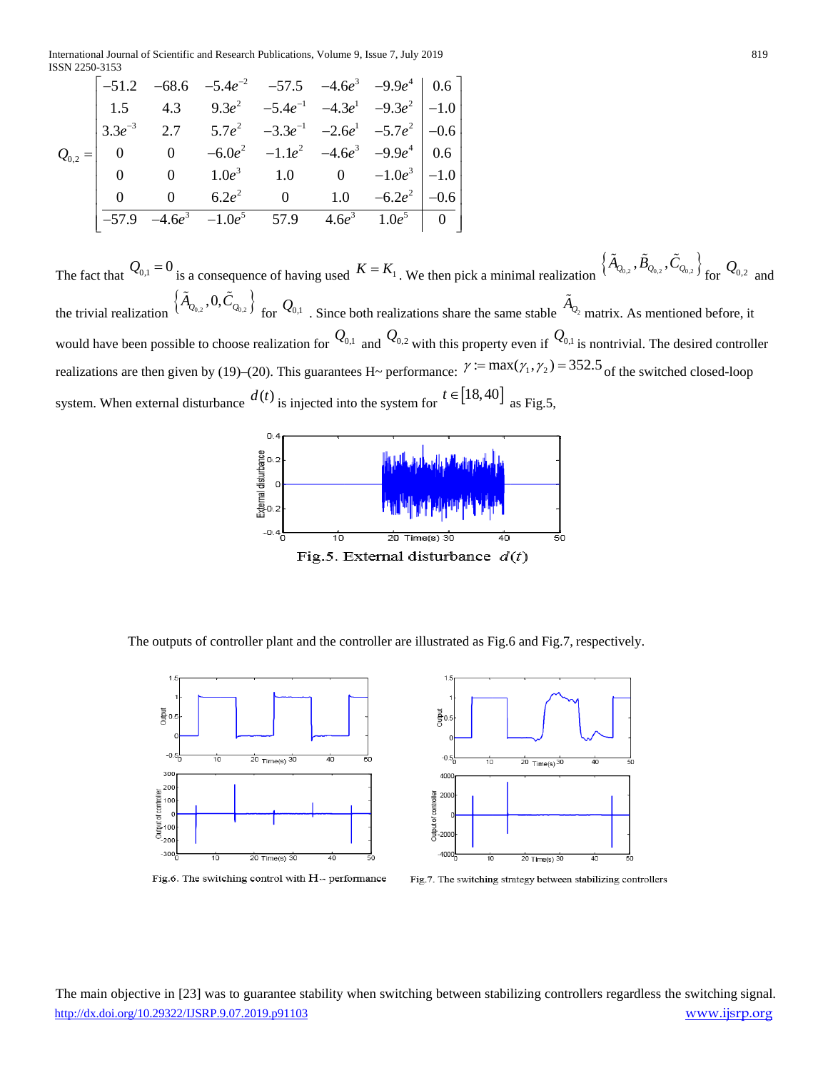$$
Q_{0,2} = \left[\begin{array}{cccccc|c}
-51.2 & -68.6 & -5.4e^{-2} & -57.5 & -4.6e^{3} & -9.9e^{4} & 0.6 \\
1.5 & 4.3 & 9.3e^{2} & -5.4e^{-1} & -4.3e^{1} & -9.3e^{2} & -1.0 \\
3.3e^{-3} & 2.7 & 5.7e^{2} & -3.3e^{-1} & -2.6e^{1} & -5.7e^{2} & -0.6 \\
0 & 0 & -6.0e^{2} & -1.1e^{2} & -4.6e^{3} & -9.9e^{4} & 0.6 \\
0 & 0 & 1.0e^{3} & 1.0 & 0 & -1.0e^{3} & -1.0 \\
0 & 0 & 6.2e^{2} & 0 & 1.0 & -6.2e^{2} & -0.6 \\
\hline
-57.9 & -4.6e^{3} & -1.0e^{5} & 57.9 & 4.6e^{3} & 1.0e^{5} & 0
\end{array}\right]
$$

The fact that $Q_{0,1} = 0$ is a consequence of having used $K = K_1$. We then pick a minimal realization $\{\tilde{A}_{Q_{0,2}}, \tilde{B}_{Q_{0,2}}, \tilde{C}_{Q_{0,2}}\}$ for $Q_{0,2}$ and the trivial realization $\{\tilde{A}_{Q_{0,2}}, 0, \tilde{C}_{Q_{0,2}}\}$ for $Q_{0,1}$. Since both realizations share the same stable $\tilde{A}_{Q_2}$ matrix. As mentioned before, it would have been possible to choose realization for $Q_{0,1}$ and $Q_{0,2}$ with this property even if $Q_{0,1}$ is nontrivial. The desired controller realizations are then given by (19)–(20). This guarantees H~ performance: $\gamma := \max(\gamma_1, \gamma_2) = 352.5$ of the switched closed-loop system. When external disturbance $d(t)$ is injected into the system for $t \in [18, 40]$ as Fig.5,

Fig.5. External disturbance $d(t)$

The outputs of controller plant and the controller are illustrated as Fig.6 and Fig.7, respectively.

Fig.6. The switching control with H~ performance

Fig.7. The switching strategy between stabilizing controllers

The main objective in [23] was to guarantee stability when switching between stabilizing controllers regardless the switching signal.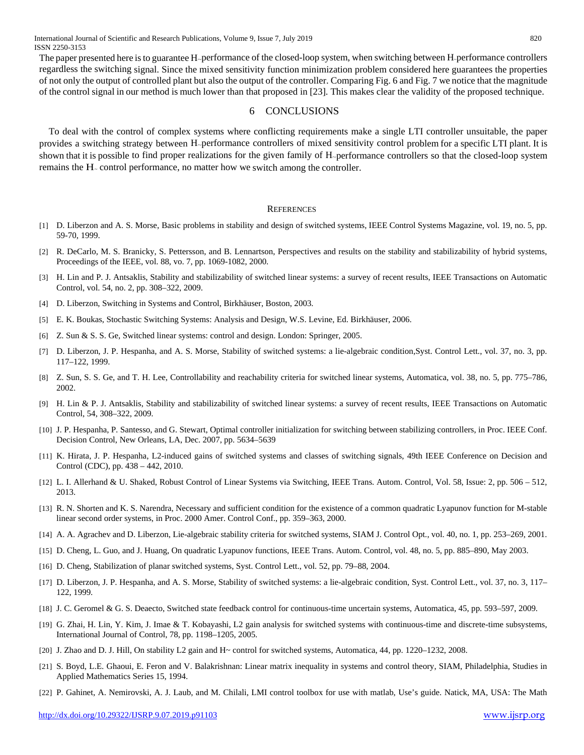The paper presented here is to guarantee $H_\infty$ performance of the closed-loop system, when switching between $H_\infty$ performance controllers regardless the switching signal. Since the mixed sensitivity function minimization problem considered here guarantees the properties of not only the output of controlled plant but also the output of the controller. Comparing Fig. 6 and Fig. 7 we notice that the magnitude of the control signal in our method is much lower than that proposed in [23]. This makes clear the validity of the proposed technique.

## 6 CONCLUSIONS

To deal with the control of complex systems where conflicting requirements make a single LTI controller unsuitable, the paper provides a switching strategy between $H_\infty$ performance controllers of mixed sensitivity control problem for a specific LTI plant. It is shown that it is possible to find proper realizations for the given family of $H_\infty$ performance controllers so that the closed-loop system remains the $H_\infty$ control performance, no matter how we switch among the controller.

## REFERENCES

[1] D. Liberzon and A. S. Morse, Basic problems in stability and design of switched systems, IEEE Control Systems Magazine, vol. 19, no. 5, pp. 59-70, 1999.

[2] R. DeCarlo, M. S. Branicky, S. Pettersson, and B. Lennartson, Perspectives and results on the stability and stabilizability of hybrid systems, Proceedings of the IEEE, vol. 88, vo. 7, pp. 1069-1082, 2000.

[3] H. Lin and P. J. Antsaklis, Stability and stabilizability of switched linear systems: a survey of recent results, IEEE Transactions on Automatic Control, vol. 54, no. 2, pp. 308–322, 2009.

[4] D. Liberzon, Switching in Systems and Control, Birkhäuser, Boston, 2003.

[5] E. K. Boukas, Stochastic Switching Systems: Analysis and Design, W.S. Levine, Ed. Birkhäuser, 2006.

[6] Z. Sun & S. S. Ge, Switched linear systems: control and design. London: Springer, 2005.

[7] D. Liberzon, J. P. Hespanha, and A. S. Morse, Stability of switched systems: a lie-algebraic condition,Syst. Control Lett., vol. 37, no. 3, pp. 117–122, 1999.

[8] Z. Sun, S. S. Ge, and T. H. Lee, Controllability and reachability criteria for switched linear systems, Automatica, vol. 38, no. 5, pp. 775–786, 2002.

[9] H. Lin & P. J. Antsaklis, Stability and stabilizability of switched linear systems: a survey of recent results, IEEE Transactions on Automatic Control, 54, 308–322, 2009.

[10] J. P. Hespanha, P. Santesso, and G. Stewart, Optimal controller initialization for switching between stabilizing controllers, in Proc. IEEE Conf. Decision Control, New Orleans, LA, Dec. 2007, pp. 5634–5639

[11] K. Hirata, J. P. Hespanha, L2-induced gains of switched systems and classes of switching signals, 49th IEEE Conference on Decision and Control (CDC), pp. 438 – 442, 2010.

[12] L. I. Allerhand & U. Shaked, Robust Control of Linear Systems via Switching, IEEE Trans. Autom. Control, Vol. 58, Issue: 2, pp. 506 – 512, 2013.

[13] R. N. Shorten and K. S. Narendra, Necessary and sufficient condition for the existence of a common quadratic Lyapunov function for M-stable linear second order systems, in Proc. 2000 Amer. Control Conf., pp. 359–363, 2000.

[14] A. A. Agrachev and D. Liberzon, Lie-algebraic stability criteria for switched systems, SIAM J. Control Opt., vol. 40, no. 1, pp. 253–269, 2001.

[15] D. Cheng, L. Guo, and J. Huang, On quadratic Lyapunov functions, IEEE Trans. Autom. Control, vol. 48, no. 5, pp. 885–890, May 2003.

[16] D. Cheng, Stabilization of planar switched systems, Syst. Control Lett., vol. 52, pp. 79–88, 2004.

[17] D. Liberzon, J. P. Hespanha, and A. S. Morse, Stability of switched systems: a lie-algebraic condition, Syst. Control Lett., vol. 37, no. 3, 117–122, 1999.

[18] J. C. Geromel & G. S. Deaecto, Switched state feedback control for continuous-time uncertain systems, Automatica, 45, pp. 593–597, 2009.

[19] G. Zhai, H. Lin, Y. Kim, J. Imae & T. Kobayashi, L2 gain analysis for switched systems with continuous-time and discrete-time subsystems, International Journal of Control, 78, pp. 1198–1205, 2005.

[20] J. Zhao and D. J. Hill, On stability L2 gain and H~ control for switched systems, Automatica, 44, pp. 1220–1232, 2008.

[21] S. Boyd, L.E. Ghaoui, E. Feron and V. Balakrishnan: Linear matrix inequality in systems and control theory, SIAM, Philadelphia, Studies in Applied Mathematics Series 15, 1994.

[22] P. Gahinet, A. Nemirovski, A. J. Laub, and M. Chilali, LMI control toolbox for use with matlab, Use's guide. Natick, MA, USA: The Math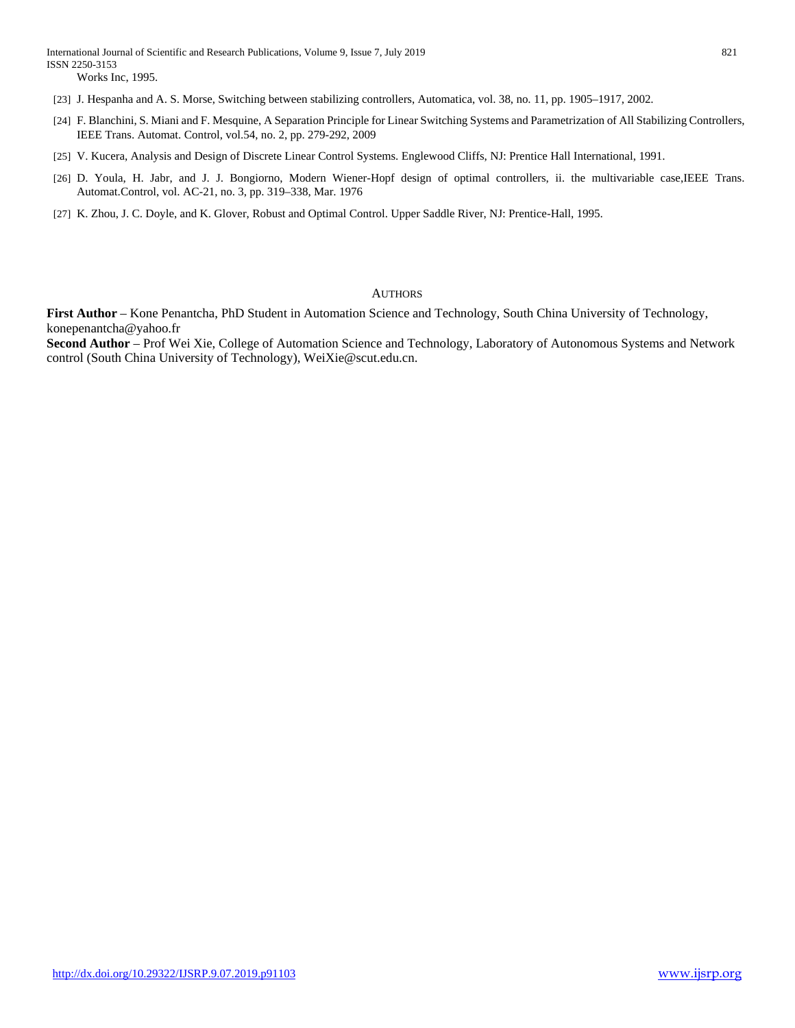Works Inc, 1995.

[23] J. Hespanha and A. S. Morse, Switching between stabilizing controllers, Automatica, vol. 38, no. 11, pp. 1905–1917, 2002.

[24] F. Blanchini, S. Miani and F. Mesquine, A Separation Principle for Linear Switching Systems and Parametrization of All Stabilizing Controllers, IEEE Trans. Automat. Control, vol.54, no. 2, pp. 279-292, 2009

[25] V. Kucera, Analysis and Design of Discrete Linear Control Systems. Englewood Cliffs, NJ: Prentice Hall International, 1991.

[26] D. Youla, H. Jabr, and J. J. Bongiorno, Modern Wiener-Hopf design of optimal controllers, ii. the multivariable case,IEEE Trans. Automat.Control, vol. AC-21, no. 3, pp. 319–338, Mar. 1976

[27] K. Zhou, J. C. Doyle, and K. Glover, Robust and Optimal Control. Upper Saddle River, NJ: Prentice-Hall, 1995.

## AUTHORS

**First Author** – Kone Penantcha, PhD Student in Automation Science and Technology, South China University of Technology, konepenantcha@yahoo.fr

**Second Author** – Prof Wei Xie, College of Automation Science and Technology, Laboratory of Autonomous Systems and Network control (South China University of Technology), WeiXie@scut.edu.cn.